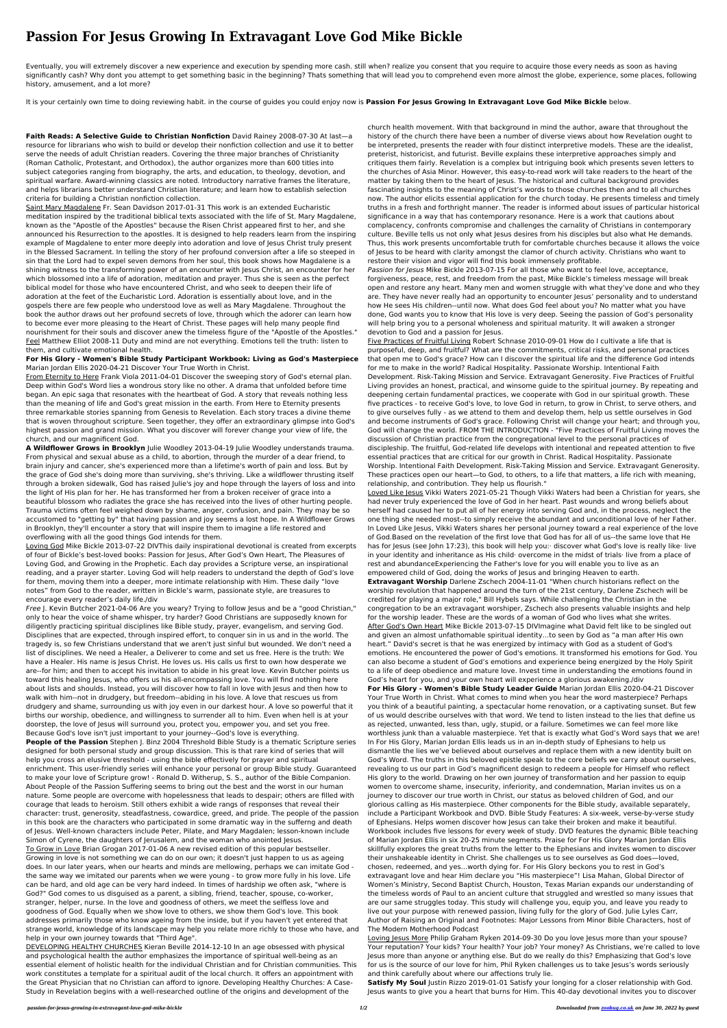# Passion For Jesus Growing In Extravagant Love God Mike Bickle

Eventually, you will extremely discover a new experience and execution by spending more cash. still when? realize you consent that you require to acquire those every needs as soon as having significantly cash? Why dont you attempt to get something basic in the beginning? Thats something that will lead you to comprehend even more almost the globe, experience, some places, following history, amusement, and a lot more?

It is your certainly own time to doing reviewing habit. in the course of guides you could enjoy now is **Passion For Jesus Growing In Extravagant Love God Mike Bickle** below.

**Faith Reads: A Selective Guide to Christian Nonfiction** David Rainey 2008-07-30 At last—a resource for librarians who wish to build or develop their nonfiction collection and use it to better serve the needs of adult Christian readers. Covering the three major branches of Christianity (Roman Catholic, Protestant, and Orthodox), the author organizes more than 600 titles into subject categories ranging from biography, the arts, and education, to theology, devotion, and spiritual warfare. Award-winning classics are noted. Introductory narrative frames the literature, and helps librarians better understand Christian literature; and learn how to establish selection criteria for building a Christian nonfiction collection.

Saint Mary Magdalene Fr. Sean Davidson 2017-01-31 This work is an extended Eucharistic meditation inspired by the traditional biblical texts associated with the life of St. Mary Magdalene, known as the "Apostle of the Apostles" because the Risen Christ appeared first to her, and she announced his Resurrection to the apostles. It is designed to help readers learn from the inspiring example of Magdalene to enter more deeply into adoration and love of Jesus Christ truly present in the Blessed Sacrament. In telling the story of her profound conversion after a life so steeped in sin that the Lord had to expel seven demons from her soul, this book shows how Magdalene is a shining witness to the transforming power of an encounter with Jesus Christ, an encounter for her which blossomed into a life of adoration, meditation and prayer. Thus she is seen as the perfect biblical model for those who have encountered Christ, and who seek to deepen their life of adoration at the feet of the Eucharistic Lord. Adoration is essentially about love, and in the gospels there are few people who understood love as well as Mary Magdalene. Throughout the book the author draws out her profound secrets of love, through which the adorer can learn how to become ever more pleasing to the Heart of Christ. These pages will help many people find nourishment for their souls and discover anew the timeless figure of the "Apostle of the Apostles."

Feel Matthew Elliot 2008-11 Duty and mind are not everything. Emotions tell the truth: listen to them, and cultivate emotional health.

**For His Glory - Women's Bible Study Participant Workbook: Living as God's Masterpiece** Marian Jordan Ellis 2020-04-21 Discover Your True Worth in Christ.

From Eternity to Here Frank Viola 2011-04-01 Discover the sweeping story of God's eternal plan. Deep within God's Word lies a wondrous story like no other. A drama that unfolded before time began. An epic saga that resonates with the heartbeat of God. A story that reveals nothing less than the meaning of life and God's great mission in the earth. From Here to Eternity presents three remarkable stories spanning from Genesis to Revelation. Each story traces a divine theme that is woven throughout scripture. Seen together, they offer an extraordinary glimpse into God's highest passion and grand mission. What you discover will forever change your view of life, the church, and our magnificent God.

**A Wildflower Grows in Brooklyn** Julie Woodley 2013-04-19 Julie Woodley understands trauma. From physical and sexual abuse as a child, to abortion, through the murder of a dear friend, to brain injury and cancer, she's experienced more than a lifetime's worth of pain and loss. But by the grace of God she's doing more than surviving, she's thriving. Like a wildflower thrusting itself through a broken sidewalk, God has raised Julie's joy and hope through the layers of loss and into the light of His plan for her. He has transformed her from a broken receiver of grace into a beautiful blossom who radiates the grace she has received into the lives of other hurting people. Trauma victims often feel weighed down by shame, anger, confusion, and pain. They may be so accustomed to "getting by" that having passion and joy seems a lost hope. In A Wildflower Grows in Brooklyn, they'll encounter a story that will inspire them to imagine a life restored and overflowing with all the good things God intends for them.

Loving God Mike Bickle 2013-07-22 DIVThis daily inspirational devotional is created from excerpts of four of Bickle's best-loved books: Passion for Jesus, After God's Own Heart, The Pleasures of Loving God, and Growing in the Prophetic. Each day provides a Scripture verse, an inspirational reading, and a prayer starter. Loving God will help readers to understand the depth of God's love for them, moving them into a deeper, more intimate relationship with Him. These daily "love notes" from God to the reader, written in Bickle's warm, passionate style, are treasures to encourage every reader's daily life./div

*Free* J. Kevin Butcher 2021-04-06 Are you weary? Trying to follow Jesus and be a "good Christian," only to hear the voice of shame whisper, try harder? Good Christians are supposedly known for diligently practicing spiritual disciplines like Bible study, prayer, evangelism, and serving God. Disciplines that are expected, through inspired effort, to conquer sin in us and in the world. The tragedy is, so few Christians understand that we aren't just sinful but wounded. We don't need a list of disciplines. We need a Healer, a Deliverer to come and set us free. Here is the truth: We have a Healer. His name is Jesus Christ. He loves us. His calls us first to own how desperate we are--for him; and then to accept his invitation to abide in his great love. Kevin Butcher points us toward this healing Jesus, who offers us his all-encompassing love. You will find nothing here about lists and shoulds. Instead, you will discover how to fall in love with Jesus and then how to walk with him--not in drudgery, but freedom--abiding in his love. A love that rescues us from drudgery and shame, surrounding us with joy even in our darkest hour. A love so powerful that it births our worship, obedience, and willingness to surrender all to him. Even when hell is at your doorstep, the love of Jesus will surround you, protect you, empower you, and set you free. Because God's love isn't just important to your journey--God's love is everything.

**People of the Passion** Stephen J. Binz 2004 Threshold Bible Study is a thematic Scripture series designed for both personal study and group discussion. This is that rare kind of series that will help you cross an elusive threshold - using the bible effectively for prayer and spiritual enrichment. This user-friendly series will enhance your personal or group Bible study. Guaranteed to make your love of Scripture grow! - Ronald D. Witherup, S. S., author of the Bible Companion. About People of the Passion Suffering seems to bring out the best and the worst in our human nature. Some people are overcome with hopelessness that leads to despair; others are filled with courage that leads to heroism. Still others exhibit a wide range of responses that reveal their character: trust, generosity, steadfastness, cowardice, greed, and pride. The people of the passion in this book are the characters who participated in some dramatic way in the sufferng and death of Jesus. Well-known characters include Peter, Pilate, and Mary Magdalen; lesson-known include Simon of Cyrene, the daughters of Jerusalem, and the woman who anointed Jesus.

To Grow in Love Brian Grogan 2017-01-06 A new revised edition of this popular bestseller. Growing in love is not something we can do on our own; it doesn't just happen to us as ageing does. In our later years, when our hearts and minds are mellowing, perhaps we can imitate God - the same way we imitated our parents when we were young - to grow more fully in his love. Life can be hard, and old age can be very hard indeed. In times of hardship we often ask, "where is God?" God comes to us disguised as a parent, a sibling, friend, teacher, spouse, co-worker, stranger, helper, nurse. In the love and goodness of others, we meet the selfless love and goodness of God. Equally when we show love to others, we show them God's love. This book addresses primarily those who know ageing from the inside, but if you haven't yet entered that strange world, knowledge of its landscape may help you relate more richly to those who have, and help in your own journey towards that "Third Age".

DEVELOPING HEALTHY CHURCHES Kieran Beville 2014-12-10 In an age obsessed with physical and psychological health the author emphasizes the importance of spiritual well-being as an essential element of holistic health for the individual Christian and for Christian communities. This work constitutes a template for a spiritual audit of the local church. It offers an appointment with the Great Physician that no Christian can afford to ignore. Developing Healthy Churches: A Case-Study in Revelation begins with a well-researched outline of the origins and development of the church health movement. With that background in mind the author, aware that throughout the history of the church there have been a number of diverse views about how Revelation ought to be interpreted, presents the reader with four distinct interpretive models. These are the idealist, preterist, historicist, and futurist. Beville explains these interpretive approaches simply and critiques them fairly. Revelation is a complex but intriguing book which presents seven letters to the churches of Asia Minor. However, this easy-to-read work will take readers to the heart of the matter by taking them to the heart of Jesus. The historical and cultural background provides fascinating insights to the meaning of Christ's words to those churches then and to all churches now. The author elicits essential application for the church today. He presents timeless and timely truths in a fresh and forthright manner. The reader is informed about issues of particular historical significance in a way that has contemporary resonance. Here is a work that cautions about complacency, confronts compromise and challenges the carnality of Christians in contemporary culture. Beville tells us not only what Jesus desires from his disciples but also what He demands. Thus, this work presents uncomfortable truth for comfortable churches because it allows the voice of Jesus to be heard with clarity amongst the clamor of church activity. Christians who want to restore their vision and vigor will find this book immensely profitable.

*Passion for Jesus* Mike Bickle 2013-07-15 For all those who want to feel love, acceptance, forgiveness, peace, rest, and freedom from the past, Mike Bickle's timeless message will break open and restore any heart. Many men and women struggle with what they've done and who they are. They have never really had an opportunity to encounter Jesus' personality and to understand how He sees His children—until now. What does God feel about you? No matter what you have done, God wants you to know that His love is very deep. Seeing the passion of God's personality will help bring you to a personal wholeness and spiritual maturity. It will awaken a stronger devotion to God and a passion for Jesus.

Five Practices of Fruitful Living Robert Schnase 2010-09-01 How do I cultivate a life that is purposeful, deep, and fruitful? What are the commitments, critical risks, and personal practices that open me to God's grace? How can I discover the spiritual life and the difference God intends for me to make in the world? Radical Hospitality. Passionate Worship. Intentional Faith Development. Risk-Taking Mission and Service. Extravagant Generosity. Five Practices of Fruitful Living provides an honest, practical, and winsome guide to the spiritual journey. By repeating and deepening certain fundamental practices, we cooperate with God in our spiritual growth. These five practices - to receive God's love, to love God in return, to grow in Christ, to serve others, and to give ourselves fully - as we attend to them and develop them, help us settle ourselves in God and become instruments of God's grace. Following Christ will change your heart; and through you, God will change the world. FROM THE INTRODUCTION - "Five Practices of Fruitful Living moves the discussion of Christian practice from the congregational level to the personal practices of discipleship. The fruitful, God-related life develops with intentional and repeated attention to five essential practices that are critical for our growth in Christ. Radical Hospitality. Passionate Worship. Intentional Faith Development. Risk-Taking Mission and Service. Extravagant Generosity. These practices open our heart—to God, to others, to a life that matters, a life rich with meaning, relationship, and contribution. They help us flourish."

Loved Like Jesus Vikki Waters 2021-05-21 Though Vikki Waters had been a Christian for years, she had never truly experienced the love of God in her heart. Past wounds and wrong beliefs about herself had caused her to put all of her energy into serving God and, in the process, neglect the one thing she needed most--to simply receive the abundant and unconditional love of her Father. In Loved Like Jesus, Vikki Waters shares her personal journey toward a real experience of the love of God.Based on the revelation of the first love that God has for all of us--the same love that He has for Jesus (see John 17:23), this book will help you:· discover what God's love is really like· live in your identity and inheritance as His child· overcome in the midst of trials· live from a place of rest and abundanceExperiencing the Father's love for you will enable you to live as an empowered child of God, doing the works of Jesus and bringing Heaven to earth.

**Extravagant Worship** Darlene Zschech 2004-11-01 "When church historians reflect on the worship revolution that happened around the turn of the 21st century, Darlene Zschech will be credited for playing a major role," Bill Hybels says. While challenging the Christian in the congregation to be an extravagant worshiper, Zschech also presents valuable insights and help for the worship leader. These are the words of a woman of God who lives what she writes.

After God's Own Heart Mike Bickle 2013-07-15 DIVImagine what David felt like to be singled out and given an almost unfathomable spiritual identity...to seen by God as "a man after His own heart." David's secret is that he was energized by intimacy with God as a student of God's emotions. He encountered the power of God's emotions. It transformed his emotions for God. You can also become a student of God's emotions and experience being energized by the Holy Spirit to a life of deep obedience and mature love. Invest time in understanding the emotions found in God's heart for you, and your own heart will experience a glorious awakening./div

**For His Glory - Women's Bible Study Leader Guide** Marian Jordan Ellis 2020-04-21 Discover Your True Worth in Christ. What comes to mind when you hear the word masterpiece? Perhaps you think of a beautiful painting, a spectacular home renovation, or a captivating sunset. But few of us would describe ourselves with that word. We tend to listen instead to the lies that define us as rejected, unwanted, less than, ugly, stupid, or a failure. Sometimes we can feel more like worthless junk than a valuable masterpiece. Yet that is exactly what God's Word says that we are! In For His Glory, Marian Jordan Ellis leads us in an in-depth study of Ephesians to help us dismantle the lies we've believed about ourselves and replace them with a new identity built on God's Word. The truths in this beloved epistle speak to the core beliefs we carry about ourselves, revealing to us our part in God's magnificent design to redeem a people for Himself who reflect His glory to the world. Drawing on her own journey of transformation and her passion to equip women to overcome shame, insecurity, inferiority, and condemnation, Marian invites us on a journey to discover our true worth in Christ, our status as beloved children of God, and our glorious calling as His masterpiece. Other components for the Bible study, available separately, include a Participant Workbook and DVD. Bible Study Features: A six-week, verse-by-verse study of Ephesians. Helps women discover how Jesus can take their broken and make it beautiful. Workbook includes five lessons for every week of study. DVD features the dynamic Bible teaching of Marian Jordan Ellis in six 20-25 minute segments. Praise for For His Glory Marian Jordan Ellis skillfully explores the great truths from the letter to the Ephesians and invites women to discover their unshakeable identity in Christ. She challenges us to see ourselves as God does—loved, chosen, redeemed, and yes…worth dying for. For His Glory beckons you to rest in God's extravagant love and hear Him declare you "His masterpiece"! Lisa Mahan, Global Director of Women's Ministry, Second Baptist Church, Houston, Texas Marian expands our understanding of the timeless words of Paul to an ancient culture that struggled and wrestled so many issues that are our same struggles today. This study will challenge you, equip you, and leave you ready to live out your purpose with renewed passion, living fully for the glory of God. Julie Lyles Carr, Author of Raising an Original and Footnotes: Major Lessons from Minor Bible Characters, host of The Modern Motherhood Podcast

Loving Jesus More Philip Graham Ryken 2014-09-30 Do you love Jesus more than your spouse? Your reputation? Your kids? Your health? Your job? Your money? As Christians, we're called to love Jesus more than anyone or anything else. But do we really do this? Emphasizing that God's love for us is the source of our love for him, Phil Ryken challenges us to take Jesus's words seriously and think carefully about where our affections truly lie.

**Satisfy My Soul** Justin Rizzo 2019-01-01 Satisfy your longing for a closer relationship with God. Jesus wants to give you a heart that burns for Him. This 40-day devotional invites you to discover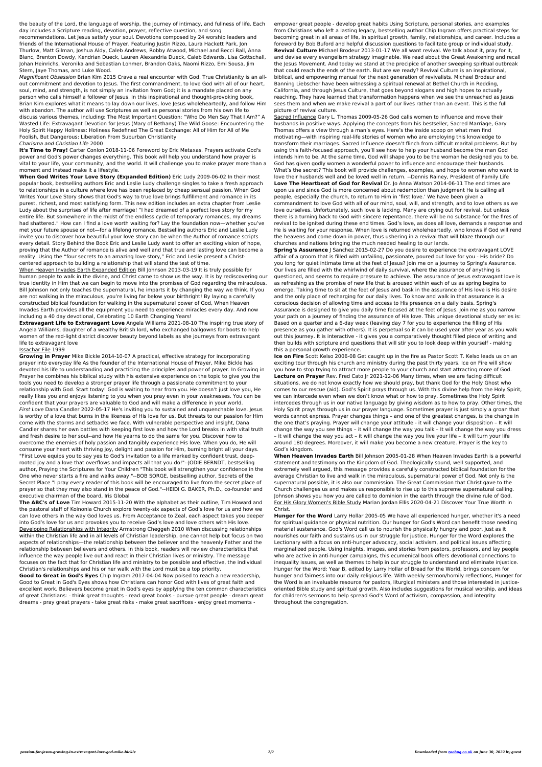the beauty of the Lord, the language of worship, the journey of intimacy, and fullness of life. Each day includes a Scripture reading, devotion, prayer, reflective question, and song recommendations. Let Jesus satisfy your soul. Devotions composed by 24 worship leaders and friends of the International House of Prayer. Featuring Justin Rizzo, Laura Hackett Park, Jon Thurlow, Matt Gilman, Joshua Aldy, Caleb Andrews, Robby Atwood, Michael and Becci Ball, Anna Blanc, Brenton Dowdy, Kendrian Dueck, Lauren Alexandria Dueck, Caleb Edwards, Lisa Gottschall, Johan Heinrichs, Veronika and Sebastian Lohmer, Brandon Oaks, Naomi Rizzo, Emi Sousa, Jim Stern, Jaye Thomas, and Luke Wood.

*Magnificent Obsession* Brian Kim 2015 Crave a real encounter with God. True Christianity is an all-out commitment and devotion to Jesus. The first commandment, to love God with all of our heart, soul, mind, and strength, is not simply an invitation from God; it is a mandate placed on any person who calls himself a follower of Jesus. In this inspirational and thought-provoking book, Brian Kim explores what it means to lay down our lives, love Jesus wholeheartedly, and follow Him with abandon. The author will use Scriptures as well as personal stories from his own life to discuss various themes, including: The Most Important Question: "Who Do Men Say That I Am?" A Wasted Life: Extravagant Devotion for Jesus (Mary of Bethany) The Wild Goose: Encountering the Holy Spirit Happy Holiness: Holiness Redefined The Great Exchange: All of Him for All of Me Foolish, But Dangerous: Liberation From Suburban Christianity

*Charisma and Christian Life* 2000

**It's Time to Pray!** Carter Conlon 2018-11-06 Foreword by Eric Metaxas. Prayers activate God's power and God's power changes everything. This book will help you understand how prayer is vital to your life, your community, and the world. It will challenge you to make prayer more than a moment and instead make it a lifestyle.

**When God Writes Your Love Story (Expanded Edition)** Eric Ludy 2009-06-02 In their most popular book, bestselling authors Eric and Leslie Ludy challenge singles to take a fresh approach to relationships in a culture where love has been replaced by cheap sensual passion. When God Writes Your Love Story shows that God's way to true love brings fulfillment and romance in its purest, richest, and most satisfying form. This new edition includes an extra chapter from Leslie Ludy about the surprises of life after marriage! "I had dreamed of a perfect love story for my entire life. But somewhere in the midst of the endless cycle of temporary romances, my dreams had shattered." How can I find a love worth waiting for? Lay the foundation now—whether you've met your future spouse or not—for a lifelong romance. Bestselling authors Eric and Leslie Ludy invite you to discover how beautiful your love story can be when the Author of romance scripts every detail. Story Behind the Book Eric and Leslie Ludy want to offer an exciting vision of hope, proving that the Author of romance is alive and well and that true and lasting love can become a reality. Using the "four secrets to an amazing love story," Eric and Leslie present a Christ-centered approach to building a relationship that will stand the test of time.

When Heaven Invades Earth Expanded Edition Bill Johnson 2013-03-19 It is truly possible for human people to walk in the divine, and Christ came to show us the way. It is by rediscovering our true identity in Him that we can begin to move into the promises of God regarding the miraculous. Bill Johnson not only teaches the supernatural, he imparts it by changing the way we think. If you are not walking in the miraculous, you're living far below your birthright! By laying a carefully constructed biblical foundation for walking in the supernatural power of God, When Heaven Invades Earth provides all the equipment you need to experience miracles every day. And now including a 40 day devotional, Celebrating 10 Earth Changing Years!

**Extravagant Life to Extravagant Love** Angela Williams 2021-08-10 The inspiring true story of Angela Williams, daughter of a wealthy British lord, who exchanged ballgowns for boots to help women of the red-light district discover beauty beyond labels as she journeys from extravagant life to extravagant love

Issachar File 1999

**Growing in Prayer** Mike Bickle 2014-10-07 A practical, effective strategy for incorporating prayer into everyday life As the founder of the International House of Prayer, Mike Bickle has devoted his life to understanding and practicing the principles and power of prayer. In Growing in Prayer he combines his biblical study with his extensive experience on the topic to give you the tools you need to develop a stronger prayer life through a passionate commitment to your relationship with God. Start today! God is waiting to hear from you. He doesn't just love you, He really likes you and enjoys listening to you when you pray even in your weaknesses. You can be confident that your prayers are valuable to God and will make a difference in your world.

*First Love* Dana Candler 2022-05-17 He's inviting you to sustained and unquenchable love. Jesus is worthy of a love that burns in the likeness of His love for us. But threats to our passion for Him come with the storms and setbacks we face. With vulnerable perspective and insight, Dana Candler shares her own battles with keeping first love and how the Lord breaks in with vital truth and fresh desire to her soul--and how He yearns to do the same for you. Discover how to overcome the enemies of holy passion and tangibly experience His love. When you do, He will consume your heart with thriving joy, delight and passion for Him, burning bright all your days. "First Love equips you to say yes to God's invitation to a life marked by confident trust, deep-rooted joy and a love that overflows and impacts all that you do!"--JODIE BERNDT, bestselling author, Praying the Scriptures for Your Children "This book will strengthen your confidence in the One who never starts a fire and walks away."--BOB SORGE, bestselling author, Secrets of the Secret Place "I pray every reader of this book will be encouraged to live from the secret place of prayer so that they may also stand in the peace of God."--HEIDI G. BAKER, Ph.D., co-founder and executive chairman of the board, Iris Global

**The ABC's of Love** Tim Howard 2015-11-20 With the alphabet as their outline, Tim Howard and the pastoral staff of Koinonia Church explore twenty-six aspects of God's love for us and how we can love others in the way God loves us. From Acceptance to Zeal, each aspect takes you deeper into God's love for us and provokes you to receive God's love and love others with His love.

Developing Relationships with Integrity Armstrong Cheggeh 2010 When discussing relationships within the Christian life and in all levels of Christian leadership, one cannot help but focus on two aspects of relationships—the relationship between the believer and the heavenly Father and the relationship between believers and others. In this book, readers will review characteristics that influence the way people live out and react in their Christian lives or ministry. The message focuses on the fact that for Christian life and ministry to be possible and effective, the individual Christian's relationships and his or her walk with the Lord must be a top priority.

**Good to Great in God's Eyes** Chip Ingram 2017-04-04 Now poised to reach a new readership, Good to Great in God's Eyes shows how Christians can honor God with lives of great faith and excellent work. Believers become great in God's eyes by applying the ten common characteristics of great Christians: - think great thoughts - read great books - pursue great people - dream great dreams - pray great prayers - take great risks - make great sacrifices - enjoy great moments - empower great people - develop great habits Using Scripture, personal stories, and examples from Christians who left a lasting legacy, bestselling author Chip Ingram offers practical steps for becoming great in all areas of life, in spiritual growth, family, relationships, and career. Includes a foreword by Bob Buford and helpful discussion questions to facilitate group or individual study.

**Revival Culture** Michael Brodeur 2013-01-17 We all want revival. We talk about it, pray for it, and devise every evangelism strategy imaginable. We read about the Great Awakening and recall the Jesus Movement. And today we stand at the precipice of another sweeping spiritual outbreak that could reach the ends of the earth. But are we ready? Revival Culture is an inspirational, biblical, and empowering manual for the next generation of revivalists. Michael Brodeur and Banning Liebscher have been witnessing a spiritual renewal at Bethel Church in Redding, California, and through Jesus Culture, that goes beyond slogans and high hopes to actually reaching. They have learned that transformation happens when we see the unreached as Jesus sees them and when we make revival a part of our lives rather than an event. This is the full picture of revival culture.

Sacred Influence Gary L. Thomas 2009-05-26 God calls women to influence and move their husbands in positive ways. Applying the concepts from his bestseller, Sacred Marriage, Gary Thomas offers a view through a man's eyes. Here's the inside scoop on what men find motivating—with inspiring real-life stories of women who are employing this knowledge to transform their marriages. Sacred Influence doesn't flinch from difficult marital problems. But by using this faith-focused approach, you'll see how to help your husband become the man God intends him to be. At the same time, God will shape you to be the woman he designed you to be. God has given godly women a wonderful power to influence and encourage their husbands. What's the secret? This book will provide challenges, examples, and hope to women who want to love their husbands well and be loved well in return. --Dennis Rainey, President of Family Life

**Love The Heartbeat of God for Revival** Dr. Jo Anna Watson 2014-06-11 The end times are upon us and since God is more concerned about redemption than judgment He is calling all people, especially the church, to return to Him in 'first love.' We have been given a commandment to love God with all of our mind, soul, will, and strength, and to love others as we love ourselves. Unfortunately, such love is lacking. Many are crying out for revival, but unless there is a turning back to God with sincere repentance, there will be no substance for the fires of revival to be ignited during these end times. God's love, as does all love, demands a response and He is waiting for your response. When love is returned wholeheartedly, who knows if God will rend the heavens and come down in power, thus ushering in a revival that will blaze through our churches and nations bringing the much needed healing to our lands.

**Spring's Assurance** J Sanchez 2015-02-27 Do you desire to experience the extravagant LOVE affair of a groom that is filled with unfailing, passionate, poured out love for you - His bride? Do you long for quiet intimate time at the feet of Jesus? Join me on a journey to Spring's Assurance. Our lives are filled with the whirlwind of daily survival, where the assurance of anything is questioned, and seems to require pressure to achieve. The assurance of Jesus extravagant love is as refreshing as the promise of new life that is aroused within each of us as spring begins to emerge. Taking time to sit at the feet of Jesus and bask in the assurance of His love is His desire and the only place of recharging for our daily lives. To know and walk in that assurance is a conscious decision of allowing time and access to His presence on a daily basis. Spring's Assurance is designed to give you daily time focused at the feet of Jesus. Join me as you narrow your path on a journey of finding the assurance of His love. This unique devotional study series is: Based on a quarter and a 6-day week (leaving day 7 for you to experience the filling of His presence as you gather with others). It is perpetual so it can be used year after year as you walk out this journey. It is interactive - it gives you a comparatively thought filled piece of writing and then builds with scripture and questions that will stir you to look deep within yourself - making this a personal growth experience.

**Ice on Fire** Scott Kelso 2006-08 Get caught up in the fire as Pastor Scott T. Kelso leads us on an exciting tour through his church and ministry during the past thirty years. Ice on Fire will show you how to stop trying to attract more people to your church and start attracting more of God.

**Lecture on Prayer** Rev. Fred Cato Jr 2021-12-06 Many times, when we are facing difficult situations, we do not know exactly how we should pray, but thank God for the Holy Ghost who comes to our rescue (aid). God's Spirit prays through us. With this divine help from the Holy Spirit, we can intercede even when we don't know what or how to pray. Sometimes the Holy Spirit intercedes through us in our native language by giving wisdom as to how to pray. Other times, the Holy Spirit prays through us in our prayer language. Sometimes prayer is just simply a groan that words cannot express. Prayer changes things – and one of the greatest changes, is the change in the one that's praying. Prayer will change your attitude - it will change your disposition – It will change the way you see things – it will change the way you talk – It will change the way you dress – it will change the way you act – it will change the way you live your life – it will turn your life around 180 degrees. Moreover, it will make you become a new creature. Prayer is the key to God's kingdom.

**When Heaven Invades Earth** Bill Johnson 2005-01-28 When Heaven Invades Earth is a powerful statement and testimony on the Kingdom of God. Theologically sound, well supported, and extremely well argued, this message provides a carefully constructed biblical foundation for the average Christian to live and walk in the miraculous, supernatural power of God. Not only is the supernatural possible, it is also our commission. The Great Commission that Christ gave to the Church challenges us and makes us responsible to rise up to this supreme supernatural calling. Johnson shows you how you are called to dominion in the earth through the divine rule of God.

For His Glory Women's Bible Study Marian Jordan Ellis 2020-04-21 Discover Your True Worth in Christ.

**Hunger for the Word** Larry Hollar 2005-05 We have all experienced hunger, whether it's a need for spiritual guidance or physical nutrition. Our hunger for God's Word can benefit those needing material sustenance. God's Word call us to nourish the physically hungry and poor, just as it nourishes our faith and sustains us in our struggle for justice. Hunger for the Word explores the Lectionary with a focus on anti-hunger advocacy, social activism, and political issues affecting marginalized people. Using insights, images, and stories from pastors, professors, and lay people who are active in anti-hunger campaigns, this ecumenical book offers devotional connections to inequality issues, as well as themes to help in our struggle to understand and eliminate injustice. Hunger for the Word: Year B, edited by Larry Hollar of Bread for the World, brings concern for hunger and fairness into our daily religious life. With weekly sermon/homily reflections, Hunger for the Word is an invaluable resource for pastors, liturgical ministers and those interested in justice-oriented Bible study and spiritual growth. Also includes suggestions for musical worship, and ideas for children's sermons to help spread God's Word of activism, compassion, and integrity throughout the congregation.